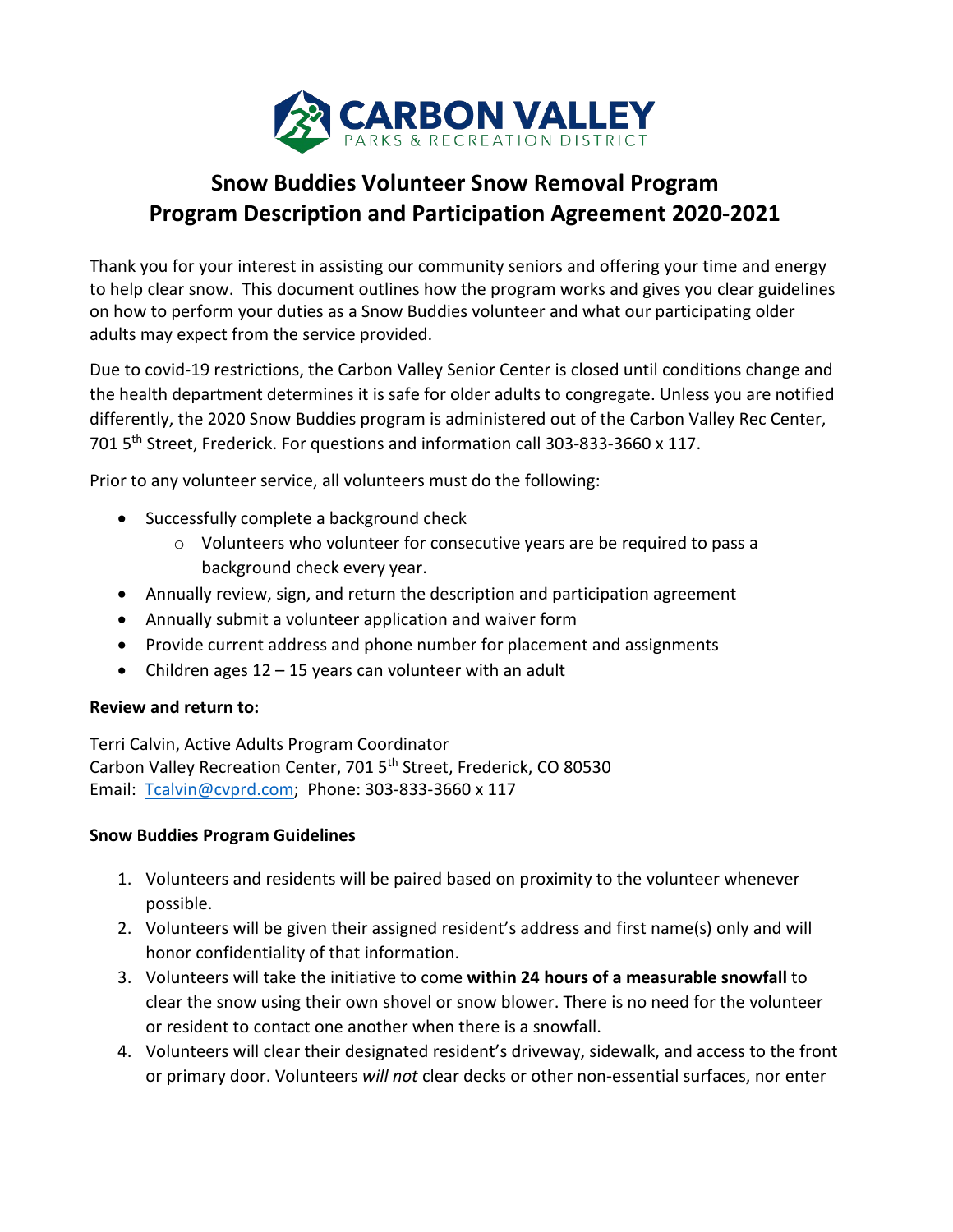# Snow Buddies Volunteer Snow Removal Program
# Program Description and Participation Agreement 2020-2021

Thank you for your interest in assisting our community seniors and offering your time and energy to help clear snow. This document outlines how the program works and gives you clear guidelines on how to perform your duties as a Snow Buddies volunteer and what our participating older adults may expect from the service provided.

Due to covid-19 restrictions, the Carbon Valley Senior Center is closed until conditions change and the health department determines it is safe for older adults to congregate. Unless you are notified differently, the 2020 Snow Buddies program is administered out of the Carbon Valley Rec Center, 701 5th Street, Frederick. For questions and information call 303-833-3660 x 117.

Prior to any volunteer service, all volunteers must do the following:

- Successfully complete a background check
    - Volunteers who volunteer for consecutive years are be required to pass a background check every year.
- Annually review, sign, and return the description and participation agreement
- Annually submit a volunteer application and waiver form
- Provide current address and phone number for placement and assignments
- Children ages 12 – 15 years can volunteer with an adult

**Review and return to:**

Terri Calvin, Active Adults Program Coordinator
Carbon Valley Recreation Center, 701 5th Street, Frederick, CO 80530
Email: Tcalvin@cvprd.com; Phone: 303-833-3660 x 117

**Snow Buddies Program Guidelines**

1. Volunteers and residents will be paired based on proximity to the volunteer whenever possible.
2. Volunteers will be given their assigned resident's address and first name(s) only and will honor confidentiality of that information.
3. Volunteers will take the initiative to come **within 24 hours of a measurable snowfall** to clear the snow using their own shovel or snow blower. There is no need for the volunteer or resident to contact one another when there is a snowfall.
4. Volunteers will clear their designated resident's driveway, sidewalk, and access to the front or primary door. Volunteers *will not* clear decks or other non-essential surfaces, nor enter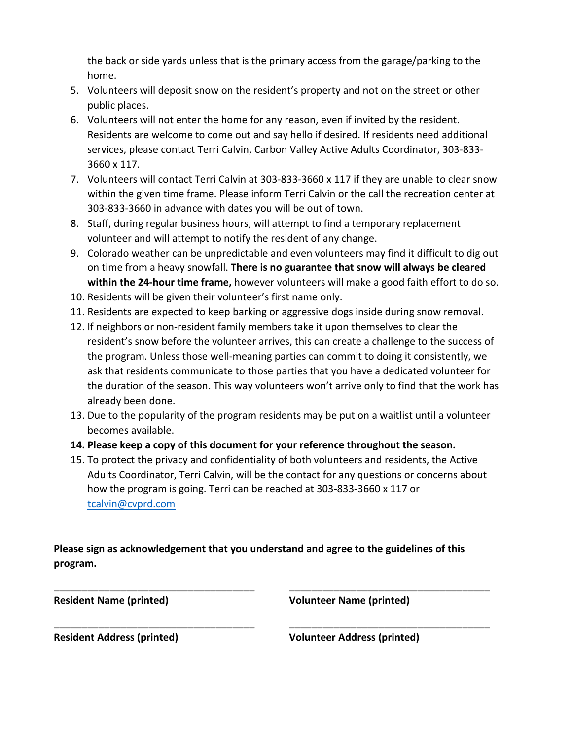the back or side yards unless that is the primary access from the garage/parking to the home.

5. Volunteers will deposit snow on the resident's property and not on the street or other public places.
6. Volunteers will not enter the home for any reason, even if invited by the resident. Residents are welcome to come out and say hello if desired. If residents need additional services, please contact Terri Calvin, Carbon Valley Active Adults Coordinator, 303-833-3660 x 117.
7. Volunteers will contact Terri Calvin at 303-833-3660 x 117 if they are unable to clear snow within the given time frame. Please inform Terri Calvin or the call the recreation center at 303-833-3660 in advance with dates you will be out of town.
8. Staff, during regular business hours, will attempt to find a temporary replacement volunteer and will attempt to notify the resident of any change.
9. Colorado weather can be unpredictable and even volunteers may find it difficult to dig out on time from a heavy snowfall. **There is no guarantee that snow will always be cleared within the 24-hour time frame,** however volunteers will make a good faith effort to do so.
10. Residents will be given their volunteer's first name only.
11. Residents are expected to keep barking or aggressive dogs inside during snow removal.
12. If neighbors or non-resident family members take it upon themselves to clear the resident's snow before the volunteer arrives, this can create a challenge to the success of the program. Unless those well-meaning parties can commit to doing it consistently, we ask that residents communicate to those parties that you have a dedicated volunteer for the duration of the season. This way volunteers won't arrive only to find that the work has already been done.
13. Due to the popularity of the program residents may be put on a waitlist until a volunteer becomes available.
14. **Please keep a copy of this document for your reference throughout the season.**
15. To protect the privacy and confidentiality of both volunteers and residents, the Active Adults Coordinator, Terri Calvin, will be the contact for any questions or concerns about how the program is going. Terri can be reached at 303-833-3660 x 117 or [tcalvin@cvprd.com](mailto:tcalvin@cvprd.com)

**Please sign as acknowledgement that you understand and agree to the guidelines of this program.**

| | |
|---|---|
| ________________________________ | ________________________________ |
| **Resident Name (printed)** | **Volunteer Name (printed)** |
| ________________________________ | ________________________________ |
| **Resident Address (printed)** | **Volunteer Address (printed)** |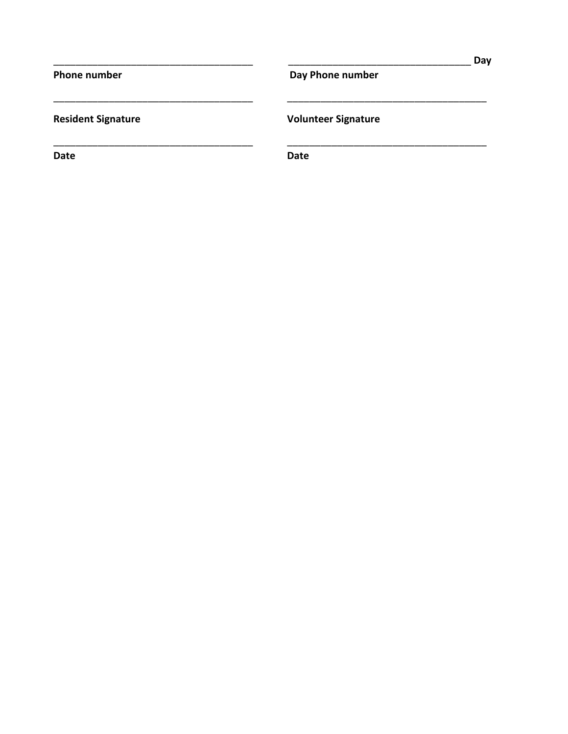_____________________________________ &nbsp;&nbsp;&nbsp;&nbsp;&nbsp;&nbsp;&nbsp; __________________________________ **Day**

**Phone number** &nbsp;&nbsp;&nbsp;&nbsp;&nbsp;&nbsp;&nbsp; **Day Phone number**

_____________________________________ &nbsp;&nbsp;&nbsp;&nbsp;&nbsp;&nbsp;&nbsp; _____________________________________

**Resident Signature** &nbsp;&nbsp;&nbsp;&nbsp;&nbsp;&nbsp;&nbsp; **Volunteer Signature**

_____________________________________ &nbsp;&nbsp;&nbsp;&nbsp;&nbsp;&nbsp;&nbsp; _____________________________________

**Date** &nbsp;&nbsp;&nbsp;&nbsp;&nbsp;&nbsp;&nbsp; **Date**